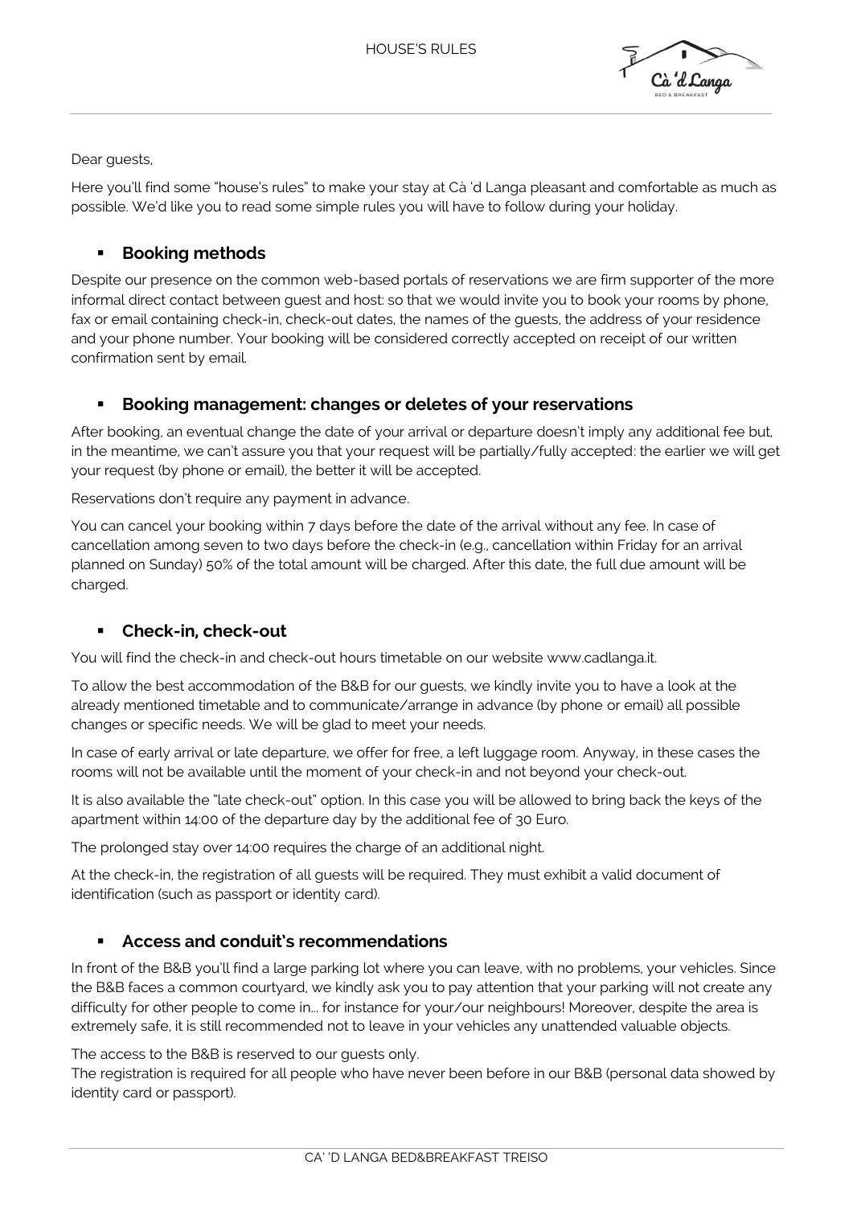# HOUSE'S RULES

Dear guests,

Here you'll find some "house's rules" to make your stay at Cà 'd Langa pleasant and comfortable as much as possible. We'd like you to read some simple rules you will have to follow during your holiday.

- **Booking methods**

Despite our presence on the common web-based portals of reservations we are firm supporter of the more informal direct contact between guest and host: so that we would invite you to book your rooms by phone, fax or email containing check-in, check-out dates, the names of the guests, the address of your residence and your phone number. Your booking will be considered correctly accepted on receipt of our written confirmation sent by email.

- **Booking management: changes or deletes of your reservations**

After booking, an eventual change the date of your arrival or departure doesn't imply any additional fee but, in the meantime, we can't assure you that your request will be partially/fully accepted: the earlier we will get your request (by phone or email), the better it will be accepted.

Reservations don't require any payment in advance.

You can cancel your booking within 7 days before the date of the arrival without any fee. In case of cancellation among seven to two days before the check-in (e.g., cancellation within Friday for an arrival planned on Sunday) 50% of the total amount will be charged. After this date, the full due amount will be charged.

- **Check-in, check-out**

You will find the check-in and check-out hours timetable on our website www.cadlanga.it.

To allow the best accommodation of the B&B for our guests, we kindly invite you to have a look at the already mentioned timetable and to communicate/arrange in advance (by phone or email) all possible changes or specific needs. We will be glad to meet your needs.

In case of early arrival or late departure, we offer for free, a left luggage room. Anyway, in these cases the rooms will not be available until the moment of your check-in and not beyond your check-out.

It is also available the "late check-out" option. In this case you will be allowed to bring back the keys of the apartment within 14:00 of the departure day by the additional fee of 30 Euro.

The prolonged stay over 14:00 requires the charge of an additional night.

At the check-in, the registration of all guests will be required. They must exhibit a valid document of identification (such as passport or identity card).

- **Access and conduit's recommendations**

In front of the B&B you'll find a large parking lot where you can leave, with no problems, your vehicles. Since the B&B faces a common courtyard, we kindly ask you to pay attention that your parking will not create any difficulty for other people to come in... for instance for your/our neighbours! Moreover, despite the area is extremely safe, it is still recommended not to leave in your vehicles any unattended valuable objects.

The access to the B&B is reserved to our guests only.
The registration is required for all people who have never been before in our B&B (personal data showed by identity card or passport).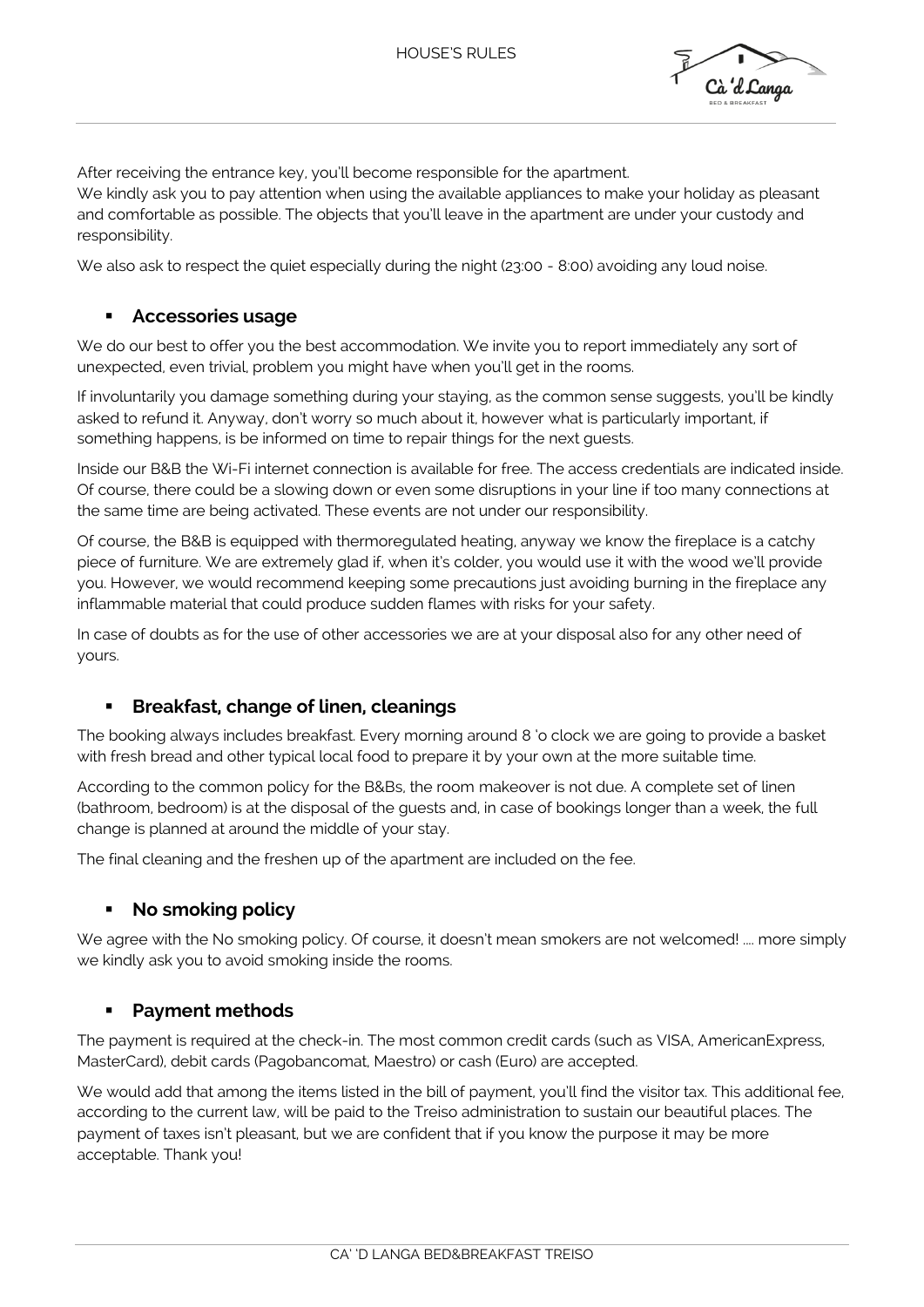After receiving the entrance key, you'll become responsible for the apartment.
We kindly ask you to pay attention when using the available appliances to make your holiday as pleasant and comfortable as possible. The objects that you'll leave in the apartment are under your custody and responsibility.

We also ask to respect the quiet especially during the night (23:00 - 8:00) avoiding any loud noise.

## Accessories usage

We do our best to offer you the best accommodation. We invite you to report immediately any sort of unexpected, even trivial, problem you might have when you'll get in the rooms.

If involuntarily you damage something during your staying, as the common sense suggests, you'll be kindly asked to refund it. Anyway, don't worry so much about it, however what is particularly important, if something happens, is be informed on time to repair things for the next guests.

Inside our B&B the Wi-Fi internet connection is available for free. The access credentials are indicated inside. Of course, there could be a slowing down or even some disruptions in your line if too many connections at the same time are being activated. These events are not under our responsibility.

Of course, the B&B is equipped with thermoregulated heating, anyway we know the fireplace is a catchy piece of furniture. We are extremely glad if, when it's colder, you would use it with the wood we'll provide you. However, we would recommend keeping some precautions just avoiding burning in the fireplace any inflammable material that could produce sudden flames with risks for your safety.

In case of doubts as for the use of other accessories we are at your disposal also for any other need of yours.

## Breakfast, change of linen, cleanings

The booking always includes breakfast. Every morning around 8 'o clock we are going to provide a basket with fresh bread and other typical local food to prepare it by your own at the more suitable time.

According to the common policy for the B&Bs, the room makeover is not due. A complete set of linen (bathroom, bedroom) is at the disposal of the guests and, in case of bookings longer than a week, the full change is planned at around the middle of your stay.

The final cleaning and the freshen up of the apartment are included on the fee.

## No smoking policy

We agree with the No smoking policy. Of course, it doesn't mean smokers are not welcomed! .... more simply we kindly ask you to avoid smoking inside the rooms.

## Payment methods

The payment is required at the check-in. The most common credit cards (such as VISA, AmericanExpress, MasterCard), debit cards (Pagobancomat, Maestro) or cash (Euro) are accepted.

We would add that among the items listed in the bill of payment, you'll find the visitor tax. This additional fee, according to the current law, will be paid to the Treiso administration to sustain our beautiful places. The payment of taxes isn't pleasant, but we are confident that if you know the purpose it may be more acceptable. Thank you!